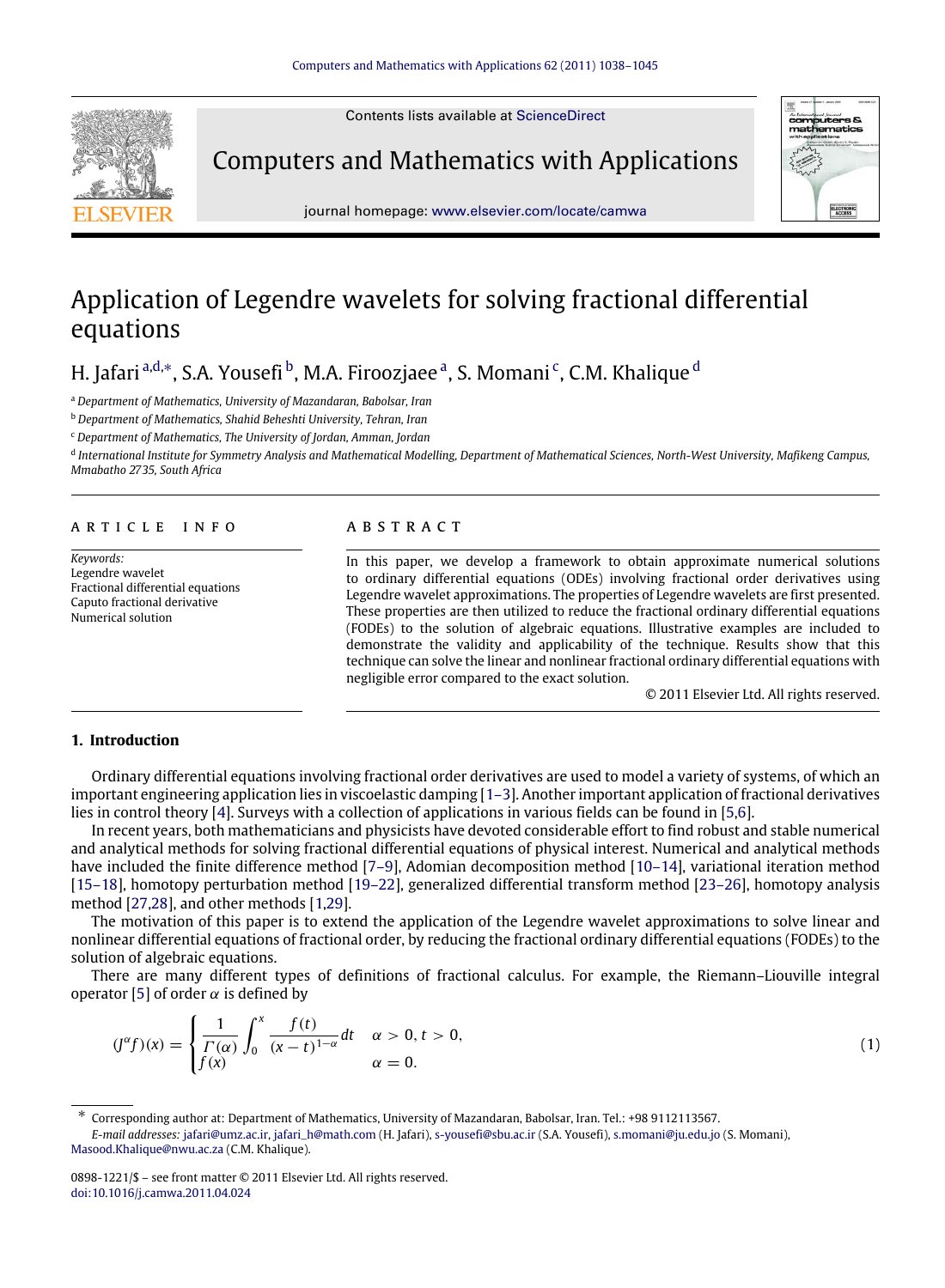# Application of Legendre wavelets for solving fractional differential equations

H. Jafari [a,d,*], S.A. Yousefi [b], M.A. Firoozjaee [a], S. Momani [c], C.M. Khalique [d]

[a] Department of Mathematics, University of Mazandaran, Babolsar, Iran

[b] Department of Mathematics, Shahid Beheshti University, Tehran, Iran

[c] Department of Mathematics, The University of Jordan, Amman, Jordan

[d] International Institute for Symmetry Analysis and Mathematical Modelling, Department of Mathematical Sciences, North-West University, Mafikeng Campus, Mmabatho 2735, South Africa

## ARTICLE INFO

*Keywords:*
Legendre wavelet
Fractional differential equations
Caputo fractional derivative
Numerical solution

## ABSTRACT

In this paper, we develop a framework to obtain approximate numerical solutions to ordinary differential equations (ODEs) involving fractional order derivatives using Legendre wavelet approximations. The properties of Legendre wavelets are first presented. These properties are then utilized to reduce the fractional ordinary differential equations (FODEs) to the solution of algebraic equations. Illustrative examples are included to demonstrate the validity and applicability of the technique. Results show that this technique can solve the linear and nonlinear fractional ordinary differential equations with negligible error compared to the exact solution.

© 2011 Elsevier Ltd. All rights reserved.

## 1. Introduction

Ordinary differential equations involving fractional order derivatives are used to model a variety of systems, of which an important engineering application lies in viscoelastic damping [1–3]. Another important application of fractional derivatives lies in control theory [4]. Surveys with a collection of applications in various fields can be found in [5,6].

In recent years, both mathematicians and physicists have devoted considerable effort to find robust and stable numerical and analytical methods for solving fractional differential equations of physical interest. Numerical and analytical methods have included the finite difference method [7–9], Adomian decomposition method [10–14], variational iteration method [15–18], homotopy perturbation method [19–22], generalized differential transform method [23–26], homotopy analysis method [27,28], and other methods [1,29].

The motivation of this paper is to extend the application of the Legendre wavelet approximations to solve linear and nonlinear differential equations of fractional order, by reducing the fractional ordinary differential equations (FODEs) to the solution of algebraic equations.

There are many different types of definitions of fractional calculus. For example, the Riemann–Liouville integral operator [5] of order $\alpha$ is defined by

$$(J^{\alpha}f)(x) = \begin{cases} \dfrac{1}{\Gamma(\alpha)} \displaystyle\int_0^x \dfrac{f(t)}{(x-t)^{1-\alpha}}dt & \alpha > 0, t > 0, \\ f(x) & \alpha = 0. \end{cases} \tag{1}$$

---

* Corresponding author at: Department of Mathematics, University of Mazandaran, Babolsar, Iran. Tel.: +98 9112113567.
*E-mail addresses:* jafari@umz.ac.ir, jafari_h@math.com (H. Jafari), s-yousefi@sbu.ac.ir (S.A. Yousefi), s.momani@ju.edu.jo (S. Momani), Masood.Khalique@nwu.ac.za (C.M. Khalique).

0898-1221/$ – see front matter © 2011 Elsevier Ltd. All rights reserved.
doi:10.1016/j.camwa.2011.04.024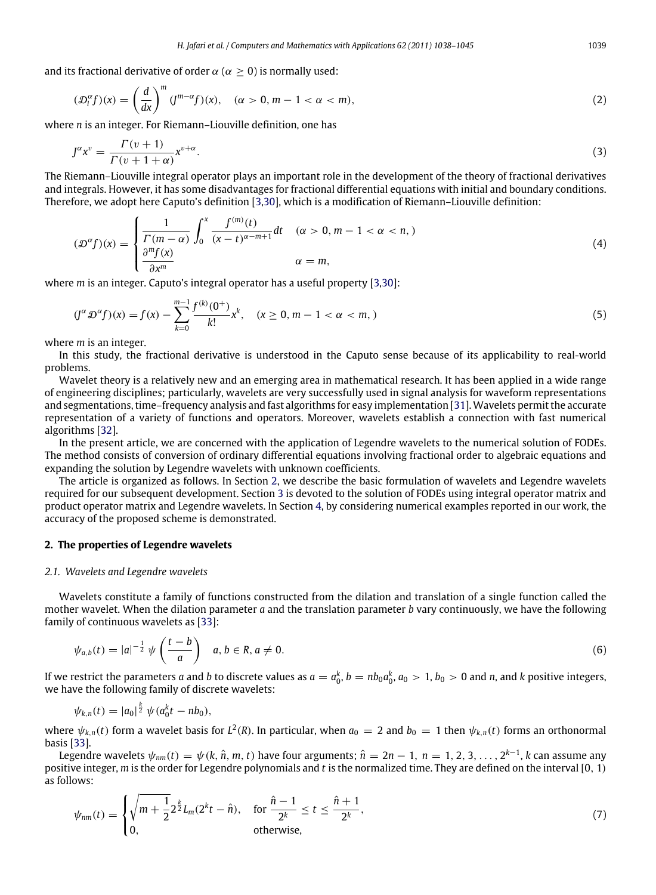and its fractional derivative of order $\alpha$ ($\alpha \geq 0$) is normally used:

$$(\mathcal{D}_l^\alpha f)(x) = \left(\frac{d}{dx}\right)^m (J^{m-\alpha} f)(x), \quad (\alpha > 0, m-1 < \alpha < m), \tag{2}$$

where $n$ is an integer. For Riemann–Liouville definition, one has

$$J^\alpha x^\upsilon = \frac{\Gamma(\upsilon+1)}{\Gamma(\upsilon+1+\alpha)} x^{\upsilon+\alpha}. \tag{3}$$

The Riemann–Liouville integral operator plays an important role in the development of the theory of fractional derivatives and integrals. However, it has some disadvantages for fractional differential equations with initial and boundary conditions. Therefore, we adopt here Caputo's definition [3,30], which is a modification of Riemann–Liouville definition:

$$(\mathcal{D}^\alpha f)(x) = \begin{cases} \dfrac{1}{\Gamma(m-\alpha)} \displaystyle\int_0^x \frac{f^{(m)}(t)}{(x-t)^{\alpha-m+1}} dt & (\alpha > 0, m-1 < \alpha < n, ) \\ \dfrac{\partial^m f(x)}{\partial x^m} & \alpha = m, \end{cases} \tag{4}$$

where $m$ is an integer. Caputo's integral operator has a useful property [3,30]:

$$(J^\alpha \mathcal{D}^\alpha f)(x) = f(x) - \sum_{k=0}^{m-1} \frac{f^{(k)}(0^+)}{k!} x^k, \quad (x \geq 0, m-1 < \alpha < m, ) \tag{5}$$

where $m$ is an integer.

In this study, the fractional derivative is understood in the Caputo sense because of its applicability to real-world problems.

Wavelet theory is a relatively new and an emerging area in mathematical research. It has been applied in a wide range of engineering disciplines; particularly, wavelets are very successfully used in signal analysis for waveform representations and segmentations, time–frequency analysis and fast algorithms for easy implementation [31]. Wavelets permit the accurate representation of a variety of functions and operators. Moreover, wavelets establish a connection with fast numerical algorithms [32].

In the present article, we are concerned with the application of Legendre wavelets to the numerical solution of FODEs. The method consists of conversion of ordinary differential equations involving fractional order to algebraic equations and expanding the solution by Legendre wavelets with unknown coefficients.

The article is organized as follows. In Section 2, we describe the basic formulation of wavelets and Legendre wavelets required for our subsequent development. Section 3 is devoted to the solution of FODEs using integral operator matrix and product operator matrix and Legendre wavelets. In Section 4, by considering numerical examples reported in our work, the accuracy of the proposed scheme is demonstrated.

## 2. The properties of Legendre wavelets

### 2.1. Wavelets and Legendre wavelets

Wavelets constitute a family of functions constructed from the dilation and translation of a single function called the mother wavelet. When the dilation parameter $a$ and the translation parameter $b$ vary continuously, we have the following family of continuous wavelets as [33]:

$$\psi_{a,b}(t) = |a|^{-\frac{1}{2}} \psi\left(\frac{t-b}{a}\right) \quad a, b \in R, a \neq 0. \tag{6}$$

If we restrict the parameters $a$ and $b$ to discrete values as $a = a_0^k$, $b = nb_0a_0^k$, $a_0 > 1$, $b_0 > 0$ and $n$, and $k$ positive integers, we have the following family of discrete wavelets:

$$\psi_{k,n}(t) = |a_0|^{\frac{k}{2}} \psi(a_0^k t - nb_0),$$

where $\psi_{k,n}(t)$ form a wavelet basis for $L^2(R)$. In particular, when $a_0 = 2$ and $b_0 = 1$ then $\psi_{k,n}(t)$ forms an orthonormal basis [33].

Legendre wavelets $\psi_{nm}(t) = \psi(k, \hat{n}, m, t)$ have four arguments; $\hat{n} = 2n - 1$, $n = 1, 2, 3, \ldots, 2^{k-1}$, $k$ can assume any positive integer, $m$ is the order for Legendre polynomials and $t$ is the normalized time. They are defined on the interval $[0, 1)$ as follows:

$$\psi_{nm}(t) = \begin{cases} \sqrt{m + \dfrac{1}{2}} 2^{\frac{k}{2}} L_m(2^k t - \hat{n}), & \text{for } \dfrac{\hat{n}-1}{2^k} \leq t \leq \dfrac{\hat{n}+1}{2^k}, \\ 0, & \text{otherwise}, \end{cases} \tag{7}$$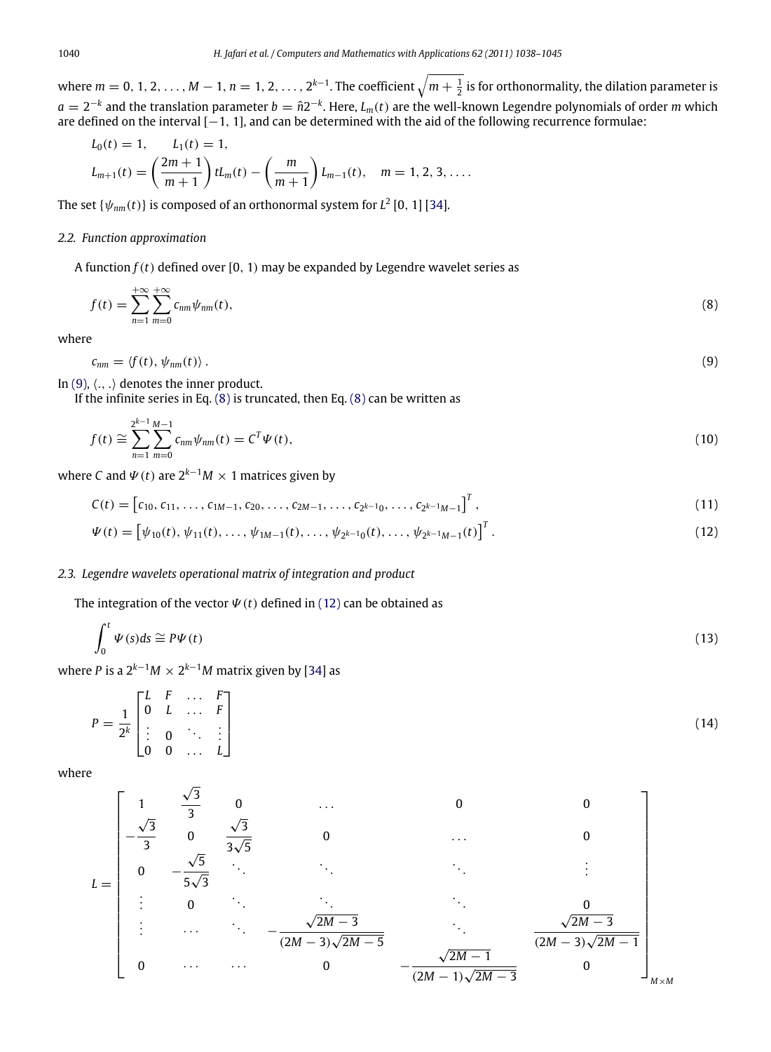where $m = 0, 1, 2, \ldots, M-1$, $n = 1, 2, \ldots, 2^{k-1}$. The coefficient $\sqrt{m + \frac{1}{2}}$ is for orthonormality, the dilation parameter is $a = 2^{-k}$ and the translation parameter $b = \hat{n}2^{-k}$. Here, $L_m(t)$ are the well-known Legendre polynomials of order $m$ which are defined on the interval $[-1, 1]$, and can be determined with the aid of the following recurrence formulae:

$$L_0(t) = 1, \qquad L_1(t) = 1,$$

$$L_{m+1}(t) = \left(\frac{2m+1}{m+1}\right) t L_m(t) - \left(\frac{m}{m+1}\right) L_{m-1}(t), \quad m = 1, 2, 3, \ldots.$$

The set $\{\psi_{nm}(t)\}$ is composed of an orthonormal system for $L^2\,[0, 1]$ [34].

### 2.2. Function approximation

A function $f(t)$ defined over $[0, 1)$ may be expanded by Legendre wavelet series as

$$f(t) = \sum_{n=1}^{+\infty} \sum_{m=0}^{+\infty} c_{nm} \psi_{nm}(t), \tag{8}$$

where

$$c_{nm} = \langle f(t), \psi_{nm}(t) \rangle. \tag{9}$$

In (9), $\langle .,. \rangle$ denotes the inner product.

If the infinite series in Eq. (8) is truncated, then Eq. (8) can be written as

$$f(t) \cong \sum_{n=1}^{2^{k-1}} \sum_{m=0}^{M-1} c_{nm} \psi_{nm}(t) = C^T \Psi(t), \tag{10}$$

where $C$ and $\Psi(t)$ are $2^{k-1}M \times 1$ matrices given by

$$C(t) = \left[c_{10}, c_{11}, \ldots, c_{1M-1}, c_{20}, \ldots, c_{2M-1}, \ldots, c_{2^{k-1}0}, \ldots, c_{2^{k-1}M-1}\right]^T, \tag{11}$$

$$\Psi(t) = \left[\psi_{10}(t), \psi_{11}(t), \ldots, \psi_{1M-1}(t), \ldots, \psi_{2^{k-1}0}(t), \ldots, \psi_{2^{k-1}M-1}(t)\right]^T. \tag{12}$$

### 2.3. Legendre wavelets operational matrix of integration and product

The integration of the vector $\Psi(t)$ defined in (12) can be obtained as

$$\int_0^t \Psi(s) ds \cong P\Psi(t) \tag{13}$$

where $P$ is a $2^{k-1}M \times 2^{k-1}M$ matrix given by [34] as

$$P = \frac{1}{2^k} \begin{bmatrix} L & F & \ldots & F \\ 0 & L & \ldots & F \\ \vdots & 0 & \ddots & \vdots \\ 0 & 0 & \ldots & L \end{bmatrix} \tag{14}$$

where

$$L = \begin{bmatrix} 1 & \frac{\sqrt{3}}{3} & 0 & \ldots & 0 & 0 \\ -\frac{\sqrt{3}}{3} & 0 & \frac{\sqrt{3}}{3\sqrt{5}} & 0 & \ldots & 0 \\ 0 & -\frac{\sqrt{5}}{5\sqrt{3}} & \ddots & \ddots & \ddots & \vdots \\ \vdots & 0 & \ddots & \ddots & \ddots & 0 \\ \vdots & \ldots & \ddots & -\frac{\sqrt{2M-3}}{(2M-3)\sqrt{2M-5}} & \ddots & \frac{\sqrt{2M-3}}{(2M-3)\sqrt{2M-1}} \\ 0 & \ldots & \ldots & 0 & -\frac{\sqrt{2M-1}}{(2M-1)\sqrt{2M-3}} & 0 \end{bmatrix}_{M \times M}$$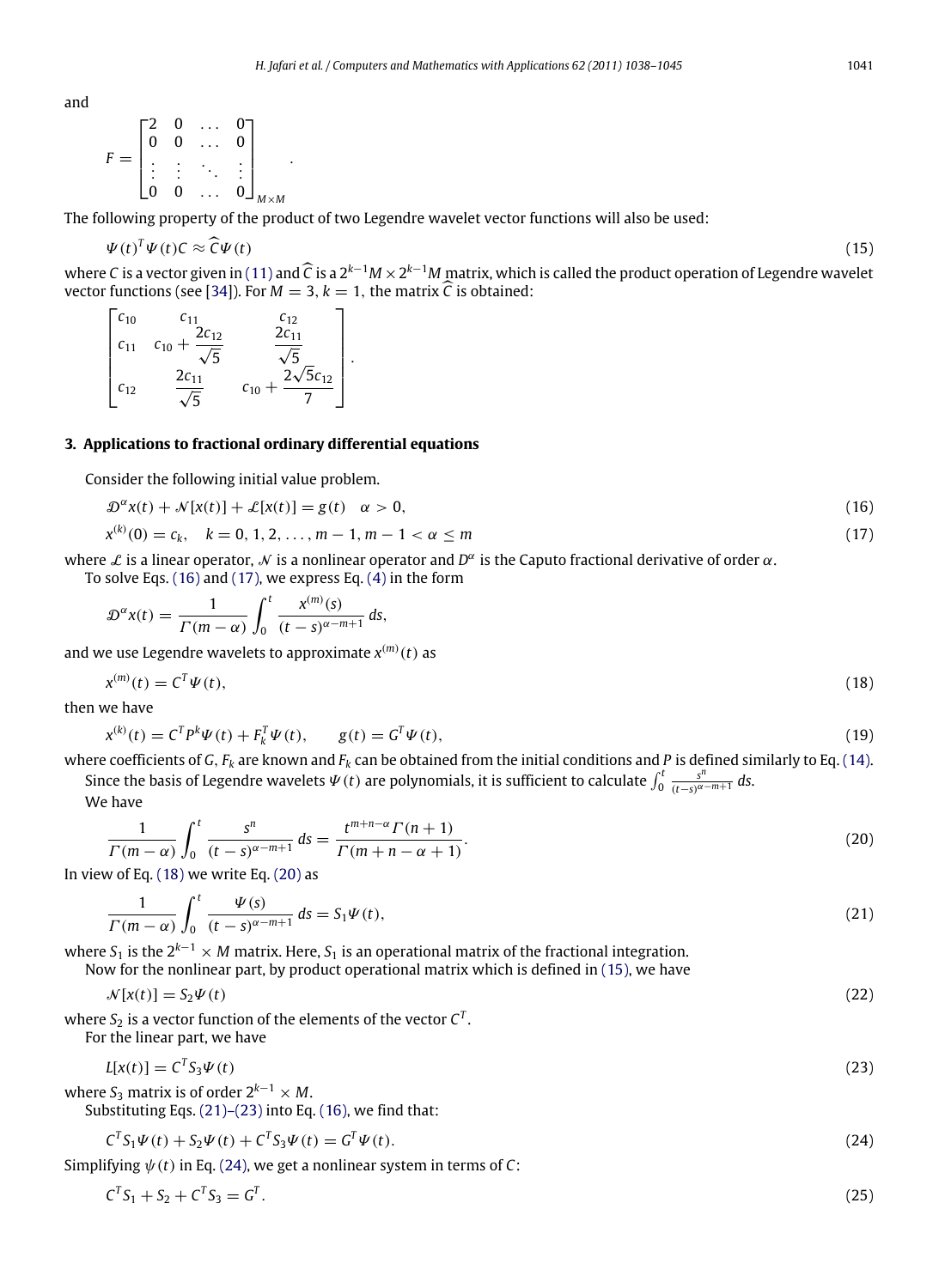and

$$
F = \begin{bmatrix} 2 & 0 & \dots & 0 \\ 0 & 0 & \dots & 0 \\ \vdots & \vdots & \ddots & \vdots \\ 0 & 0 & \dots & 0 \end{bmatrix}_{M \times M}.
$$

The following property of the product of two Legendre wavelet vector functions will also be used:

$$
\Psi(t)^T \Psi(t) C \approx \widehat{C} \Psi(t) \tag{15}
$$

where $C$ is a vector given in (11) and $\widehat{C}$ is a $2^{k-1}M \times 2^{k-1}M$ matrix, which is called the product operation of Legendre wavelet vector functions (see [34]). For $M = 3$, $k = 1$, the matrix $\widehat{C}$ is obtained:

$$
\begin{bmatrix} c_{10} & c_{11} & c_{12} \\ c_{11} & c_{10} + \dfrac{2c_{12}}{\sqrt{5}} & \dfrac{2c_{11}}{\sqrt{5}} \\ c_{12} & \dfrac{2c_{11}}{\sqrt{5}} & c_{10} + \dfrac{2\sqrt{5}c_{12}}{7} \end{bmatrix}.
$$

## 3. Applications to fractional ordinary differential equations

Consider the following initial value problem.

$$
\mathcal{D}^{\alpha} x(t) + \mathcal{N}[x(t)] + \mathcal{L}[x(t)] = g(t) \quad \alpha > 0, \tag{16}
$$

$$
x^{(k)}(0) = c_k, \quad k = 0, 1, 2, \dots, m-1, m-1 < \alpha \le m \tag{17}
$$

where $\mathcal{L}$ is a linear operator, $\mathcal{N}$ is a nonlinear operator and $D^{\alpha}$ is the Caputo fractional derivative of order $\alpha$.

To solve Eqs. (16) and (17), we express Eq. (4) in the form

$$
\mathcal{D}^{\alpha} x(t) = \frac{1}{\Gamma(m-\alpha)} \int_0^t \frac{x^{(m)}(s)}{(t-s)^{\alpha-m+1}} \, ds,
$$

and we use Legendre wavelets to approximate $x^{(m)}(t)$ as

$$
x^{(m)}(t) = C^T \Psi(t), \tag{18}
$$

then we have

$$
x^{(k)}(t) = C^T P^k \Psi(t) + F_k^T \Psi(t), \qquad g(t) = G^T \Psi(t), \tag{19}
$$

where coefficients of $G$, $F_k$ are known and $F_k$ can be obtained from the initial conditions and $P$ is defined similarly to Eq. (14).

Since the basis of Legendre wavelets $\Psi(t)$ are polynomials, it is sufficient to calculate $\int_0^t \frac{s^n}{(t-s)^{\alpha-m+1}} \, ds$.

We have

$$
\frac{1}{\Gamma(m-\alpha)} \int_0^t \frac{s^n}{(t-s)^{\alpha-m+1}} \, ds = \frac{t^{m+n-\alpha} \Gamma(n+1)}{\Gamma(m+n-\alpha+1)}. \tag{20}
$$

In view of Eq. (18) we write Eq. (20) as

$$
\frac{1}{\Gamma(m-\alpha)} \int_0^t \frac{\Psi(s)}{(t-s)^{\alpha-m+1}} \, ds = S_1 \Psi(t), \tag{21}
$$

where $S_1$ is the $2^{k-1} \times M$ matrix. Here, $S_1$ is an operational matrix of the fractional integration.

Now for the nonlinear part, by product operational matrix which is defined in (15), we have

$$
\mathcal{N}[x(t)] = S_2 \Psi(t) \tag{22}
$$

where $S_2$ is a vector function of the elements of the vector $C^T$.

For the linear part, we have

$$
L[x(t)] = C^T S_3 \Psi(t) \tag{23}
$$

where $S_3$ matrix is of order $2^{k-1} \times M$.

Substituting Eqs. (21)–(23) into Eq. (16), we find that:

$$
C^T S_1 \Psi(t) + S_2 \Psi(t) + C^T S_3 \Psi(t) = G^T \Psi(t). \tag{24}
$$

Simplifying $\psi(t)$ in Eq. (24), we get a nonlinear system in terms of $C$:

$$
C^T S_1 + S_2 + C^T S_3 = G^T. \tag{25}
$$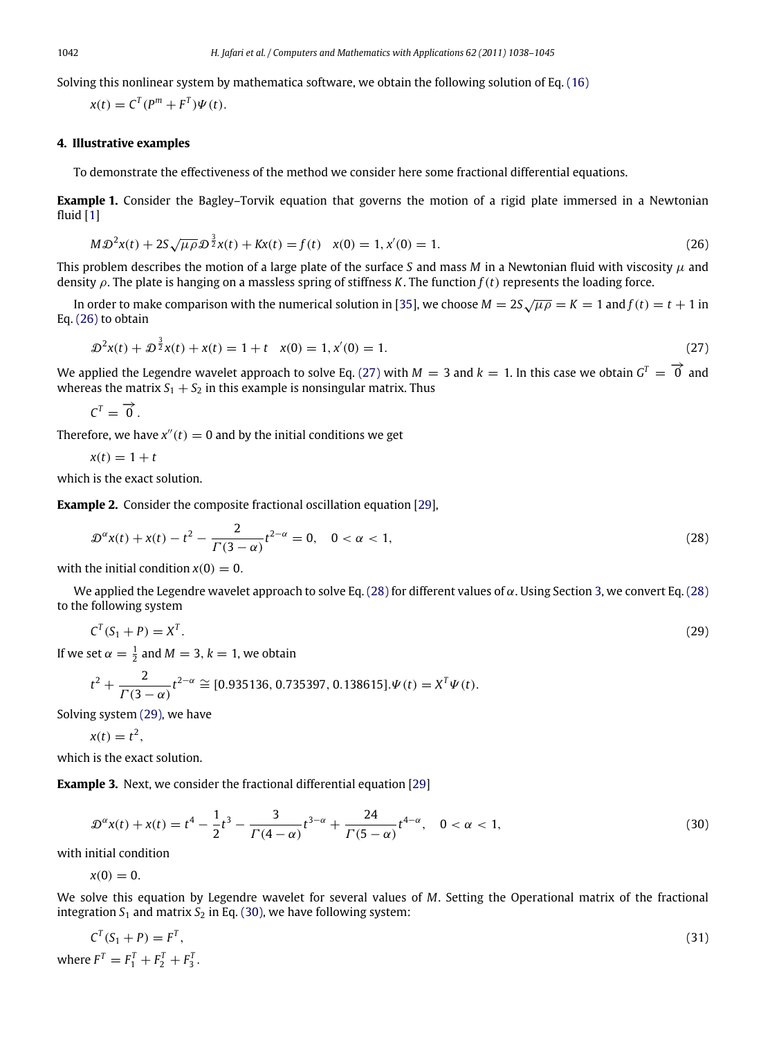Solving this nonlinear system by mathematica software, we obtain the following solution of Eq. (16)

$$x(t) = C^T(P^m + F^T)\Psi(t).$$

## 4. Illustrative examples

To demonstrate the effectiveness of the method we consider here some fractional differential equations.

**Example 1.** Consider the Bagley–Torvik equation that governs the motion of a rigid plate immersed in a Newtonian fluid [1]

$$M\mathcal{D}^2x(t) + 2S\sqrt{\mu\rho}\mathcal{D}^{\frac{3}{2}}x(t) + Kx(t) = f(t) \quad x(0) = 1, x'(0) = 1. \tag{26}$$

This problem describes the motion of a large plate of the surface $S$ and mass $M$ in a Newtonian fluid with viscosity $\mu$ and density $\rho$. The plate is hanging on a massless spring of stiffness $K$. The function $f(t)$ represents the loading force.

In order to make comparison with the numerical solution in [35], we choose $M = 2S\sqrt{\mu\rho} = K = 1$ and $f(t) = t + 1$ in Eq. (26) to obtain

$$\mathcal{D}^2x(t) + \mathcal{D}^{\frac{3}{2}}x(t) + x(t) = 1 + t \quad x(0) = 1, x'(0) = 1. \tag{27}$$

We applied the Legendre wavelet approach to solve Eq. (27) with $M = 3$ and $k = 1$. In this case we obtain $G^T = \overrightarrow{0}$ and whereas the matrix $S_1 + S_2$ in this example is nonsingular matrix. Thus

$$C^T = \overrightarrow{0}.$$

Therefore, we have $x''(t) = 0$ and by the initial conditions we get

$$x(t) = 1 + t$$

which is the exact solution.

**Example 2.** Consider the composite fractional oscillation equation [29],

$$\mathcal{D}^{\alpha}x(t) + x(t) - t^2 - \frac{2}{\Gamma(3-\alpha)}t^{2-\alpha} = 0, \quad 0 < \alpha < 1, \tag{28}$$

with the initial condition $x(0) = 0$.

We applied the Legendre wavelet approach to solve Eq. (28) for different values of $\alpha$. Using Section 3, we convert Eq. (28) to the following system

$$C^T(S_1 + P) = X^T. \tag{29}$$

If we set $\alpha = \frac{1}{2}$ and $M = 3$, $k = 1$, we obtain

$$t^2 + \frac{2}{\Gamma(3-\alpha)}t^{2-\alpha} \cong [0.935136, 0.735397, 0.138615].\Psi(t) = X^T\Psi(t).$$

Solving system (29), we have

$$x(t) = t^2,$$

which is the exact solution.

**Example 3.** Next, we consider the fractional differential equation [29]

$$\mathcal{D}^{\alpha}x(t) + x(t) = t^4 - \frac{1}{2}t^3 - \frac{3}{\Gamma(4-\alpha)}t^{3-\alpha} + \frac{24}{\Gamma(5-\alpha)}t^{4-\alpha}, \quad 0 < \alpha < 1, \tag{30}$$

with initial condition

$$x(0) = 0.$$

We solve this equation by Legendre wavelet for several values of $M$. Setting the Operational matrix of the fractional integration $S_1$ and matrix $S_2$ in Eq. (30), we have following system:

$$C^T(S_1 + P) = F^T, \tag{31}$$

where $F^T = F_1^T + F_2^T + F_3^T$.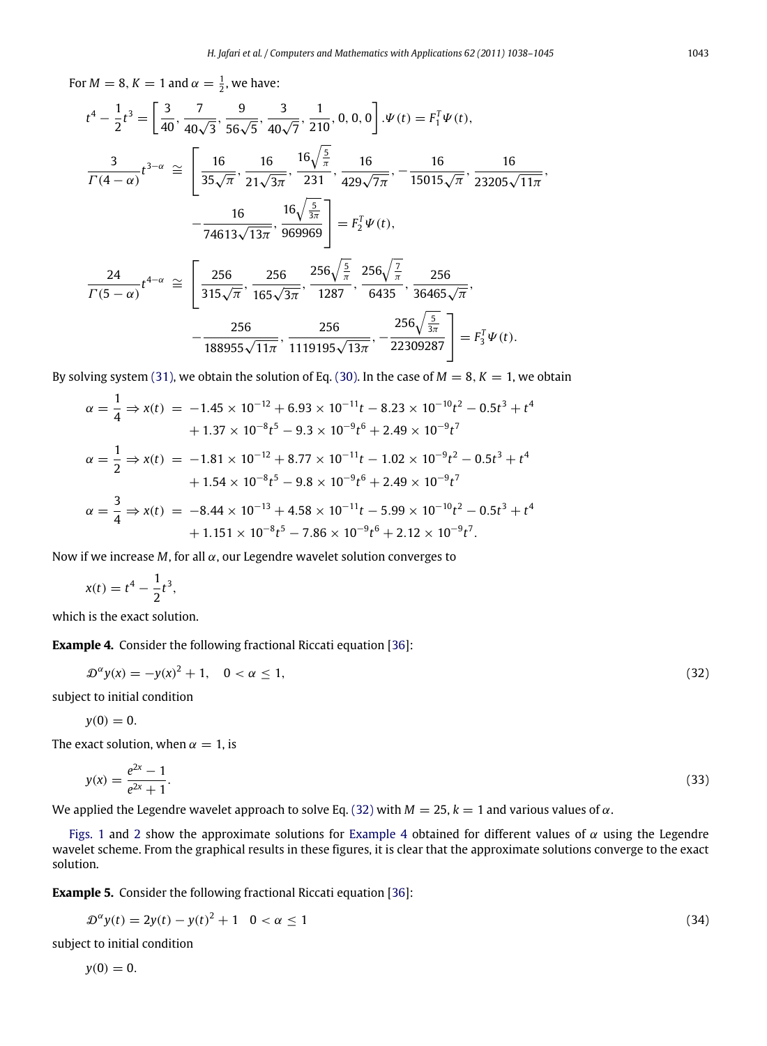For $M = 8, K = 1$ and $\alpha = \frac{1}{2}$, we have:

$$t^4 - \frac{1}{2}t^3 = \left[\frac{3}{40}, \frac{7}{40\sqrt{3}}, \frac{9}{56\sqrt{5}}, \frac{3}{40\sqrt{7}}, \frac{1}{210}, 0, 0, 0\right].\Psi(t) = F_1^T \Psi(t),$$

$$\frac{3}{\Gamma(4-\alpha)}t^{3-\alpha} \cong \left[\frac{16}{35\sqrt{\pi}}, \frac{16}{21\sqrt{3\pi}}, \frac{16\sqrt{\frac{5}{\pi}}}{231}, \frac{16}{429\sqrt{7\pi}}, -\frac{16}{15015\sqrt{\pi}}, \frac{16}{23205\sqrt{11\pi}}, -\frac{16}{74613\sqrt{13\pi}}, \frac{16\sqrt{\frac{5}{3\pi}}}{969969}\right] = F_2^T \Psi(t),$$

$$\frac{24}{\Gamma(5-\alpha)}t^{4-\alpha} \cong \left[\frac{256}{315\sqrt{\pi}}, \frac{256}{165\sqrt{3\pi}}, \frac{256\sqrt{\frac{5}{\pi}}}{1287}, \frac{256\sqrt{\frac{7}{\pi}}}{6435}, \frac{256}{36465\sqrt{\pi}}, -\frac{256}{188955\sqrt{11\pi}}, \frac{256}{1119195\sqrt{13\pi}}, -\frac{256\sqrt{\frac{5}{3\pi}}}{22309287}\right] = F_3^T \Psi(t).$$

By solving system (31), we obtain the solution of Eq. (30). In the case of $M = 8, K = 1$, we obtain

$$\alpha = \frac{1}{4} \Rightarrow x(t) = -1.45 \times 10^{-12} + 6.93 \times 10^{-11}t - 8.23 \times 10^{-10}t^2 - 0.5t^3 + t^4 + 1.37 \times 10^{-8}t^5 - 9.3 \times 10^{-9}t^6 + 2.49 \times 10^{-9}t^7$$

$$\alpha = \frac{1}{2} \Rightarrow x(t) = -1.81 \times 10^{-12} + 8.77 \times 10^{-11}t - 1.02 \times 10^{-9}t^2 - 0.5t^3 + t^4 + 1.54 \times 10^{-8}t^5 - 9.8 \times 10^{-9}t^6 + 2.49 \times 10^{-9}t^7$$

$$\alpha = \frac{3}{4} \Rightarrow x(t) = -8.44 \times 10^{-13} + 4.58 \times 10^{-11}t - 5.99 \times 10^{-10}t^2 - 0.5t^3 + t^4 + 1.151 \times 10^{-8}t^5 - 7.86 \times 10^{-9}t^6 + 2.12 \times 10^{-9}t^7.$$

Now if we increase $M$, for all $\alpha$, our Legendre wavelet solution converges to

$$x(t) = t^4 - \frac{1}{2}t^3,$$

which is the exact solution.

**Example 4.** Consider the following fractional Riccati equation [36]:

$$\mathcal{D}^\alpha y(x) = -y(x)^2 + 1, \quad 0 < \alpha \leq 1, \tag{32}$$

subject to initial condition

$$y(0) = 0.$$

The exact solution, when $\alpha = 1$, is

$$y(x) = \frac{e^{2x} - 1}{e^{2x} + 1}. \tag{33}$$

We applied the Legendre wavelet approach to solve Eq. (32) with $M = 25$, $k = 1$ and various values of $\alpha$.

Figs. 1 and 2 show the approximate solutions for Example 4 obtained for different values of $\alpha$ using the Legendre wavelet scheme. From the graphical results in these figures, it is clear that the approximate solutions converge to the exact solution.

**Example 5.** Consider the following fractional Riccati equation [36]:

$$\mathcal{D}^\alpha y(t) = 2y(t) - y(t)^2 + 1 \quad 0 < \alpha \leq 1 \tag{34}$$

subject to initial condition

$$y(0) = 0.$$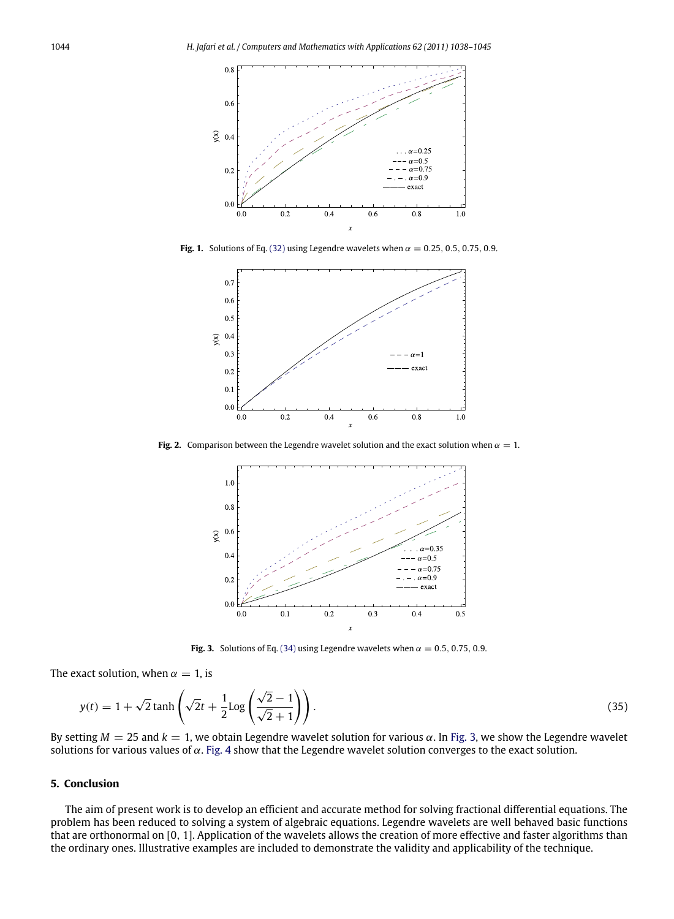0.8
0.6
y(x)
0.4
0.2
0.0
0.0 0.2 0.4 0.6 0.8 1.0
x
. . . $\alpha$=0.25
--- $\alpha$=0.5
- - - $\alpha$=0.75
-.-. $\alpha$=0.9
—— exact

**Fig. 1.** Solutions of Eq. (32) using Legendre wavelets when $\alpha = 0.25, 0.5, 0.75, 0.9$.

0.7
0.6
0.5
y(x) 0.4
0.3
0.2
0.1
0.0
0.0 0.2 0.4 0.6 0.8 1.0
x
- - - $\alpha$=1
—— exact

**Fig. 2.** Comparison between the Legendre wavelet solution and the exact solution when $\alpha = 1$.

1.0
0.8
0.6
y(x)
0.4
0.2
0.0
0.0 0.1 0.2 0.3 0.4 0.5
x
. . . $\alpha$=0.35
--- $\alpha$=0.5
- - - $\alpha$=0.75
-.-. $\alpha$=0.9
—— exact

**Fig. 3.** Solutions of Eq. (34) using Legendre wavelets when $\alpha = 0.5, 0.75, 0.9$.

The exact solution, when $\alpha = 1$, is

$$y(t) = 1 + \sqrt{2}\tanh\left(\sqrt{2}t + \frac{1}{2}\text{Log}\left(\frac{\sqrt{2}-1}{\sqrt{2}+1}\right)\right). \tag{35}$$

By setting $M = 25$ and $k = 1$, we obtain Legendre wavelet solution for various $\alpha$. In Fig. 3, we show the Legendre wavelet solutions for various values of $\alpha$. Fig. 4 show that the Legendre wavelet solution converges to the exact solution.

## 5. Conclusion

The aim of present work is to develop an efficient and accurate method for solving fractional differential equations. The problem has been reduced to solving a system of algebraic equations. Legendre wavelets are well behaved basic functions that are orthonormal on [0, 1]. Application of the wavelets allows the creation of more effective and faster algorithms than the ordinary ones. Illustrative examples are included to demonstrate the validity and applicability of the technique.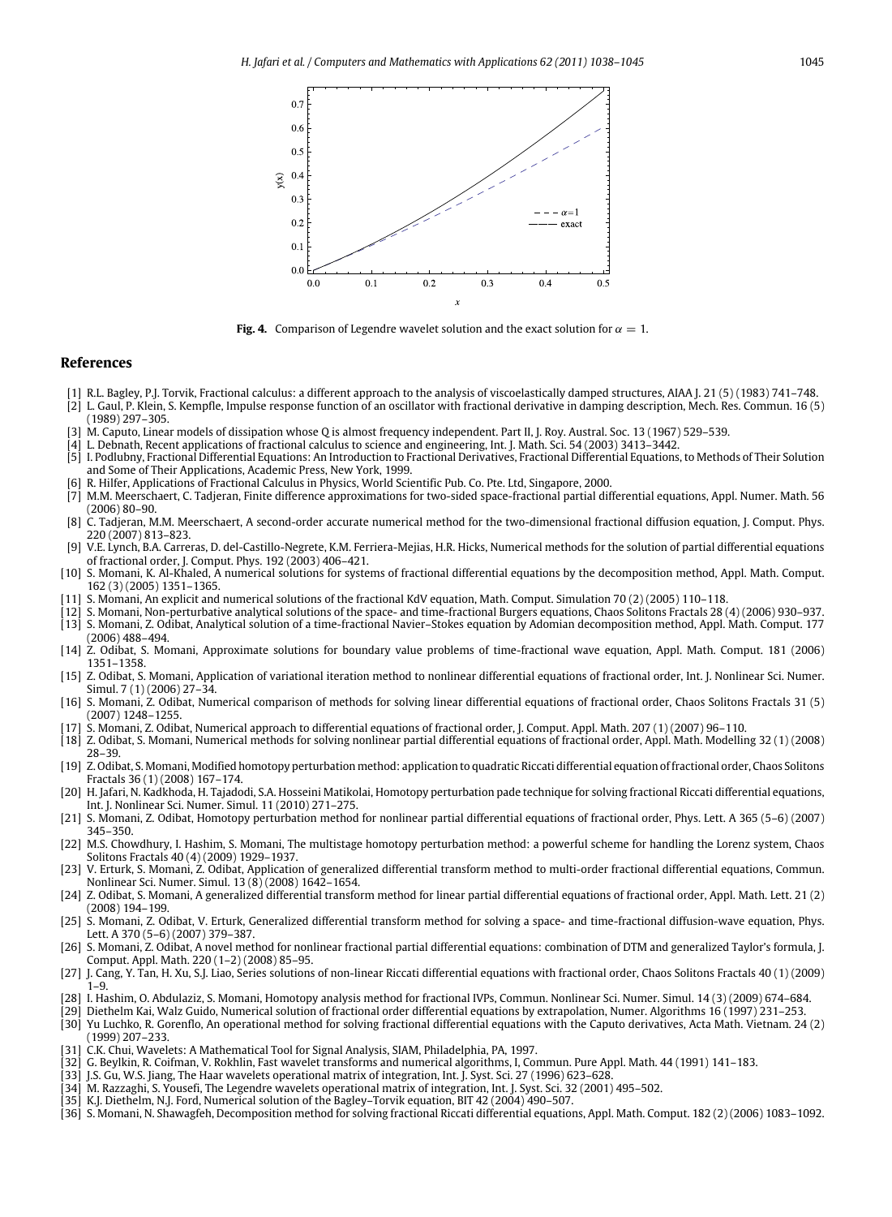0.7
0.6
0.5
0.4
0.3
0.2
0.1
0.0

y(x)

0.0 0.1 0.2 0.3 0.4 0.5

x

$\alpha$=1
exact

**Fig. 4.** Comparison of Legendre wavelet solution and the exact solution for $\alpha = 1$.

## References

[1] R.L. Bagley, P.J. Torvik, Fractional calculus: a different approach to the analysis of viscoelastically damped structures, AIAA J. 21 (5) (1983) 741–748.
[2] L. Gaul, P. Klein, S. Kempfle, Impulse response function of an oscillator with fractional derivative in damping description, Mech. Res. Commun. 16 (5) (1989) 297–305.
[3] M. Caputo, Linear models of dissipation whose Q is almost frequency independent. Part II, J. Roy. Austral. Soc. 13 (1967) 529–539.
[4] L. Debnath, Recent applications of fractional calculus to science and engineering, Int. J. Math. Sci. 54 (2003) 3413–3442.
[5] I. Podlubny, Fractional Differential Equations: An Introduction to Fractional Derivatives, Fractional Differential Equations, to Methods of Their Solution and Some of Their Applications, Academic Press, New York, 1999.
[6] R. Hilfer, Applications of Fractional Calculus in Physics, World Scientific Pub. Co. Pte. Ltd, Singapore, 2000.
[7] M.M. Meerschaert, C. Tadjeran, Finite difference approximations for two-sided space-fractional partial differential equations, Appl. Numer. Math. 56 (2006) 80–90.
[8] C. Tadjeran, M.M. Meerschaert, A second-order accurate numerical method for the two-dimensional fractional diffusion equation, J. Comput. Phys. 220 (2007) 813–823.
[9] V.E. Lynch, B.A. Carreras, D. del-Castillo-Negrete, K.M. Ferriera-Mejias, H.R. Hicks, Numerical methods for the solution of partial differential equations of fractional order, J. Comput. Phys. 192 (2003) 406–421.
[10] S. Momani, K. Al-Khaled, A numerical solutions for systems of fractional differential equations by the decomposition method, Appl. Math. Comput. 162 (3) (2005) 1351–1365.
[11] S. Momani, An explicit and numerical solutions of the fractional KdV equation, Math. Comput. Simulation 70 (2) (2005) 110–118.
[12] S. Momani, Non-perturbative analytical solutions of the space- and time-fractional Burgers equations, Chaos Solitons Fractals 28 (4) (2006) 930–937.
[13] S. Momani, Z. Odibat, Analytical solution of a time-fractional Navier–Stokes equation by Adomian decomposition method, Appl. Math. Comput. 177 (2006) 488–494.
[14] Z. Odibat, S. Momani, Approximate solutions for boundary value problems of time-fractional wave equation, Appl. Math. Comput. 181 (2006) 1351–1358.
[15] Z. Odibat, S. Momani, Application of variational iteration method to nonlinear differential equations of fractional order, Int. J. Nonlinear Sci. Numer. Simul. 7 (1) (2006) 27–34.
[16] S. Momani, Z. Odibat, Numerical comparison of methods for solving linear differential equations of fractional order, Chaos Solitons Fractals 31 (5) (2007) 1248–1255.
[17] S. Momani, Z. Odibat, Numerical approach to differential equations of fractional order, J. Comput. Appl. Math. 207 (1) (2007) 96–110.
[18] Z. Odibat, S. Momani, Numerical methods for solving nonlinear partial differential equations of fractional order, Appl. Math. Modelling 32 (1) (2008) 28–39.
[19] Z. Odibat, S. Momani, Modified homotopy perturbation method: application to quadratic Riccati differential equation of fractional order, Chaos Solitons Fractals 36 (1) (2008) 167–174.
[20] H. Jafari, N. Kadkhoda, H. Tajadodi, S.A. Hosseini Matikolai, Homotopy perturbation pade technique for solving fractional Riccati differential equations, Int. J. Nonlinear Sci. Numer. Simul. 11 (2010) 271–275.
[21] S. Momani, Z. Odibat, Homotopy perturbation method for nonlinear partial differential equations of fractional order, Phys. Lett. A 365 (5–6) (2007) 345–350.
[22] M.S. Chowdhury, I. Hashim, S. Momani, The multistage homotopy perturbation method: a powerful scheme for handling the Lorenz system, Chaos Solitons Fractals 40 (4) (2009) 1929–1937.
[23] V. Erturk, S. Momani, Z. Odibat, Application of generalized differential transform method to multi-order fractional differential equations, Commun. Nonlinear Sci. Numer. Simul. 13 (8) (2008) 1642–1654.
[24] Z. Odibat, S. Momani, A generalized differential transform method for linear partial differential equations of fractional order, Appl. Math. Lett. 21 (2) (2008) 194–199.
[25] S. Momani, Z. Odibat, V. Erturk, Generalized differential transform method for solving a space- and time-fractional diffusion-wave equation, Phys. Lett. A 370 (5–6) (2007) 379–387.
[26] S. Momani, Z. Odibat, A novel method for nonlinear fractional partial differential equations: combination of DTM and generalized Taylor's formula, J. Comput. Appl. Math. 220 (1–2) (2008) 85–95.
[27] J. Cang, Y. Tan, H. Xu, S.J. Liao, Series solutions of non-linear Riccati differential equations with fractional order, Chaos Solitons Fractals 40 (1) (2009) 1–9.
[28] I. Hashim, O. Abdulaziz, S. Momani, Homotopy analysis method for fractional IVPs, Commun. Nonlinear Sci. Numer. Simul. 14 (3) (2009) 674–684.
[29] Diethelm Kai, Walz Guido, Numerical solution of fractional order differential equations by extrapolation, Numer. Algorithms 16 (1997) 231–253.
[30] Yu Luchko, R. Gorenflo, An operational method for solving fractional differential equations with the Caputo derivatives, Acta Math. Vietnam. 24 (2) (1999) 207–233.
[31] C.K. Chui, Wavelets: A Mathematical Tool for Signal Analysis, SIAM, Philadelphia, PA, 1997.
[32] G. Beylkin, R. Coifman, V. Rokhlin, Fast wavelet transforms and numerical algorithms, I, Commun. Pure Appl. Math. 44 (1991) 141–183.
[33] J.S. Gu, W.S. Jiang, The Haar wavelets operational matrix of integration, Int. J. Syst. Sci. 27 (1996) 623–628.
[34] M. Razzaghi, S. Yousefi, The Legendre wavelets operational matrix of integration, Int. J. Syst. Sci. 32 (2001) 495–502.
[35] K.J. Diethelm, N.J. Ford, Numerical solution of the Bagley–Torvik equation, BIT 42 (2004) 490–507.
[36] S. Momani, N. Shawagfeh, Decomposition method for solving fractional Riccati differential equations, Appl. Math. Comput. 182 (2) (2006) 1083–1092.